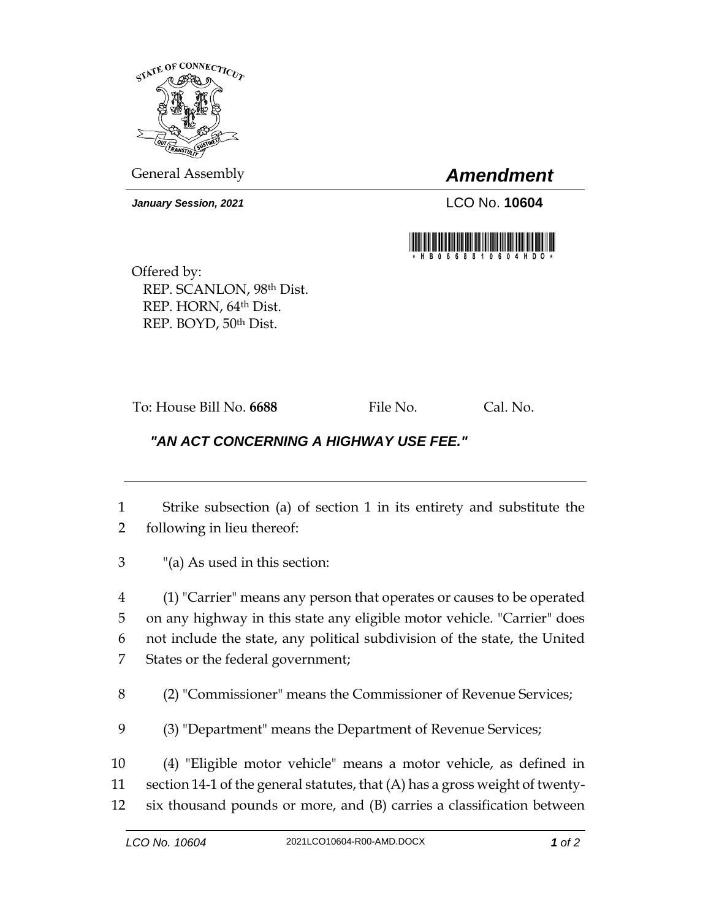General Assembly

# *Amendment*

***January Session, 2021***

LCO No. **10604**

Offered by:
REP. SCANLON, 98th Dist.
REP. HORN, 64th Dist.
REP. BOYD, 50th Dist.

To: House Bill No. **6688** File No. Cal. No.

## *"AN ACT CONCERNING A HIGHWAY USE FEE."*

Strike subsection (a) of section 1 in its entirety and substitute the following in lieu thereof:

"(a) As used in this section:

(1) "Carrier" means any person that operates or causes to be operated on any highway in this state any eligible motor vehicle. "Carrier" does not include the state, any political subdivision of the state, the United States or the federal government;

(2) "Commissioner" means the Commissioner of Revenue Services;

(3) "Department" means the Department of Revenue Services;

(4) "Eligible motor vehicle" means a motor vehicle, as defined in section 14-1 of the general statutes, that (A) has a gross weight of twenty-six thousand pounds or more, and (B) carries a classification between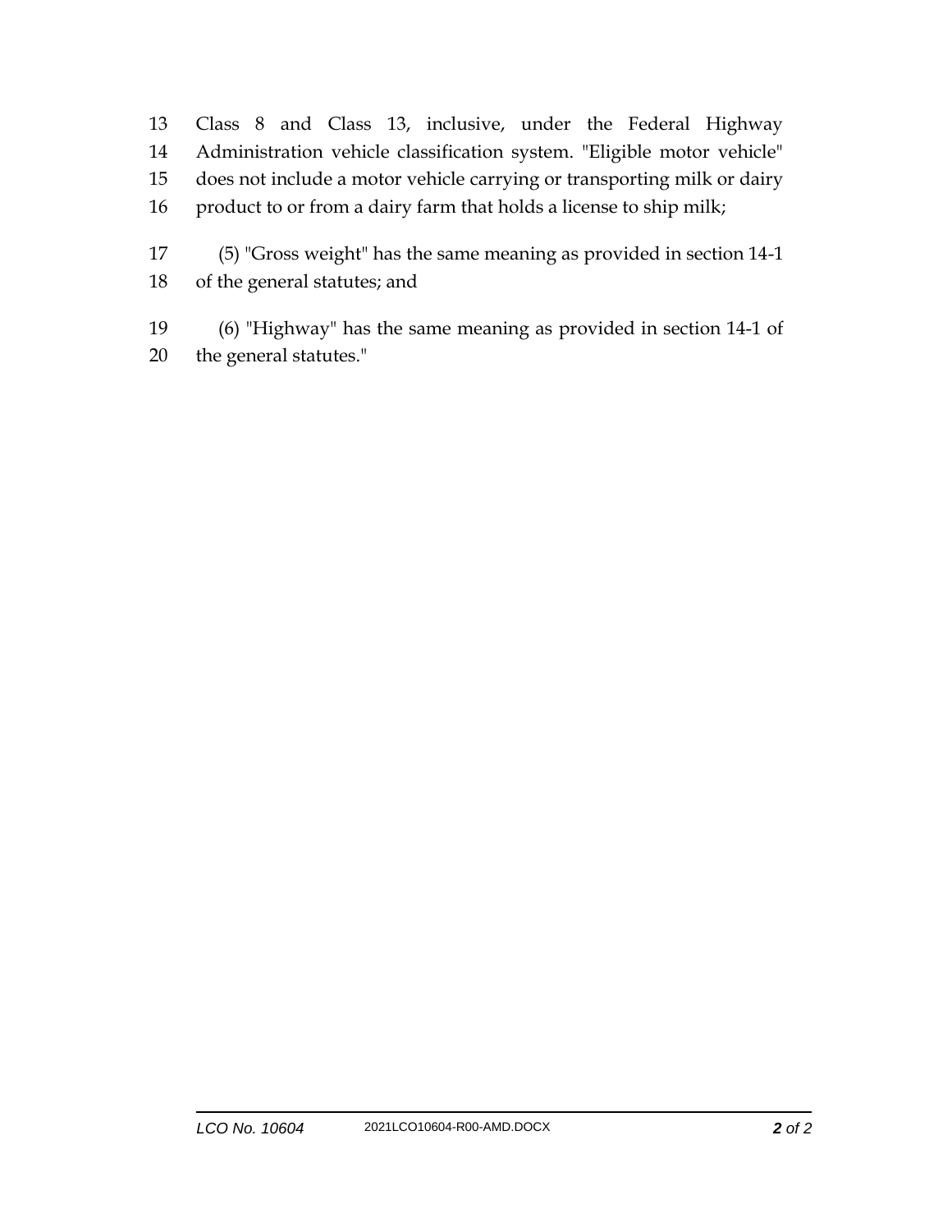Class 8 and Class 13, inclusive, under the Federal Highway Administration vehicle classification system. "Eligible motor vehicle" does not include a motor vehicle carrying or transporting milk or dairy product to or from a dairy farm that holds a license to ship milk;

(5) "Gross weight" has the same meaning as provided in section 14-1 of the general statutes; and

(6) "Highway" has the same meaning as provided in section 14-1 of the general statutes."